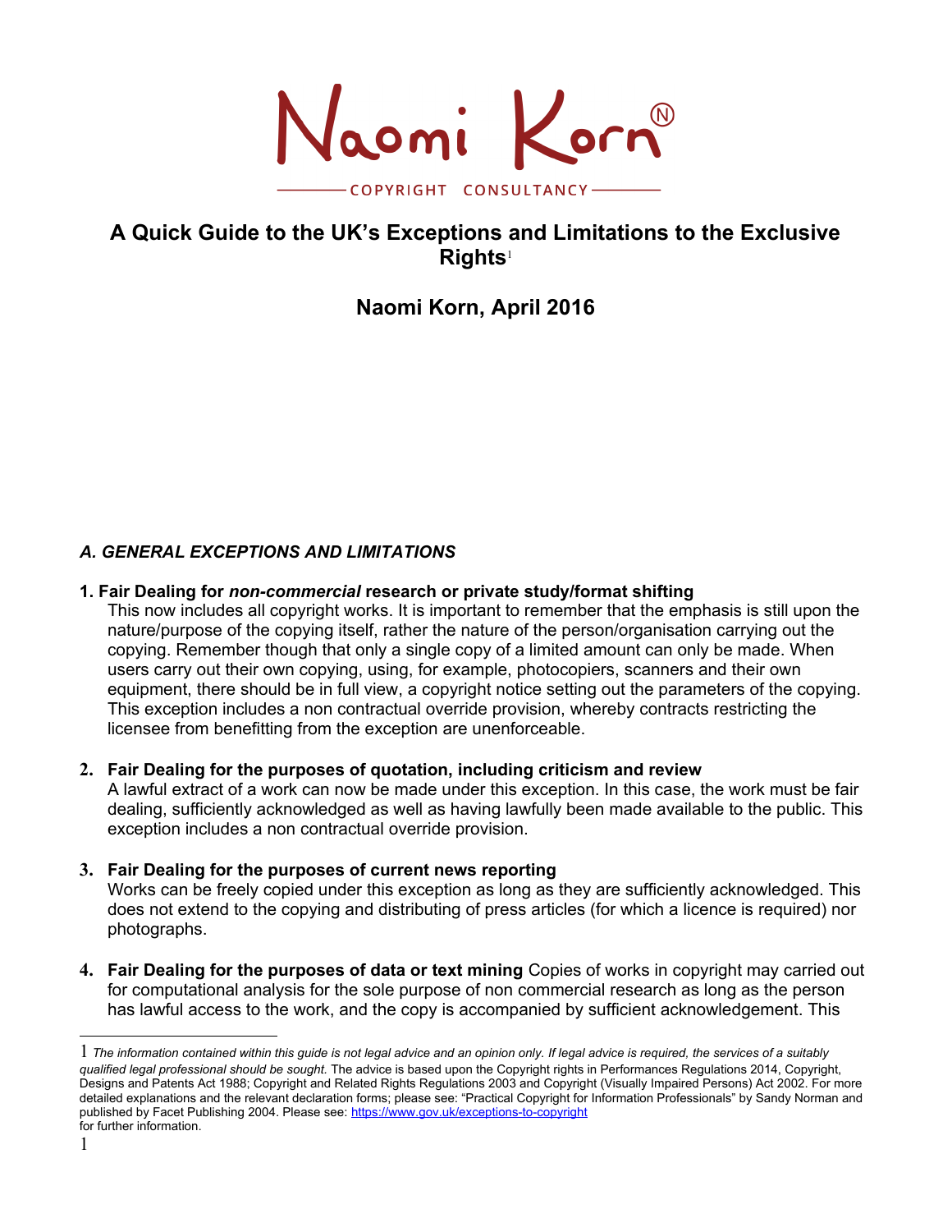Naomi Korn®

COPYRIGHT CONSULTANCY

# A Quick Guide to the UK's Exceptions and Limitations to the Exclusive Rights[1]

## Naomi Korn, April 2016

### *A. GENERAL EXCEPTIONS AND LIMITATIONS*

**1. Fair Dealing for *non-commercial* research or private study/format shifting**
This now includes all copyright works. It is important to remember that the emphasis is still upon the nature/purpose of the copying itself, rather the nature of the person/organisation carrying out the copying. Remember though that only a single copy of a limited amount can only be made. When users carry out their own copying, using, for example, photocopiers, scanners and their own equipment, there should be in full view, a copyright notice setting out the parameters of the copying. This exception includes a non contractual override provision, whereby contracts restricting the licensee from benefitting from the exception are unenforceable.

**2. Fair Dealing for the purposes of quotation, including criticism and review**
A lawful extract of a work can now be made under this exception. In this case, the work must be fair dealing, sufficiently acknowledged as well as having lawfully been made available to the public. This exception includes a non contractual override provision.

**3. Fair Dealing for the purposes of current news reporting**
Works can be freely copied under this exception as long as they are sufficiently acknowledged. This does not extend to the copying and distributing of press articles (for which a licence is required) nor photographs.

**4. Fair Dealing for the purposes of data or text mining** Copies of works in copyright may carried out for computational analysis for the sole purpose of non commercial research as long as the person has lawful access to the work, and the copy is accompanied by sufficient acknowledgement. This

---

[1] *The information contained within this guide is not legal advice and an opinion only. If legal advice is required, the services of a suitably qualified legal professional should be sought.* The advice is based upon the Copyright rights in Performances Regulations 2014, Copyright, Designs and Patents Act 1988; Copyright and Related Rights Regulations 2003 and Copyright (Visually Impaired Persons) Act 2002. For more detailed explanations and the relevant declaration forms; please see: "Practical Copyright for Information Professionals" by Sandy Norman and published by Facet Publishing 2004. Please see: https://www.gov.uk/exceptions-to-copyright for further information.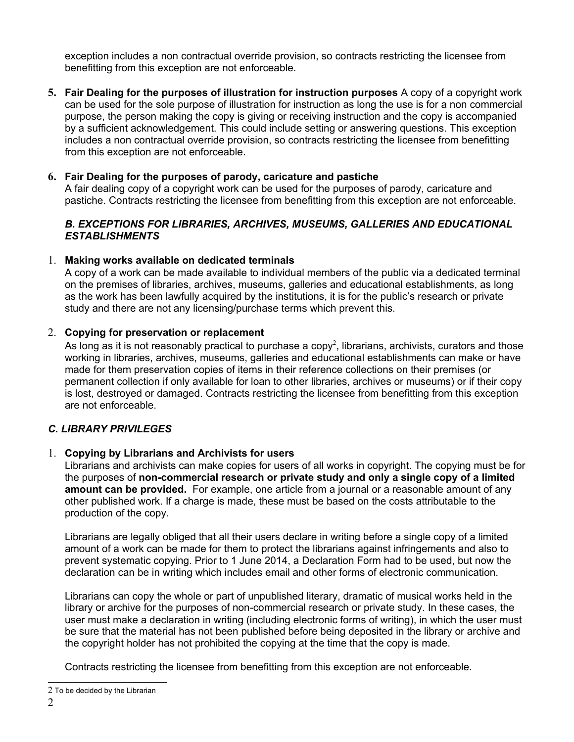exception includes a non contractual override provision, so contracts restricting the licensee from benefitting from this exception are not enforceable.

5. **Fair Dealing for the purposes of illustration for instruction purposes** A copy of a copyright work can be used for the sole purpose of illustration for instruction as long the use is for a non commercial purpose, the person making the copy is giving or receiving instruction and the copy is accompanied by a sufficient acknowledgement. This could include setting or answering questions. This exception includes a non contractual override provision, so contracts restricting the licensee from benefitting from this exception are not enforceable.

6. **Fair Dealing for the purposes of parody, caricature and pastiche**
   A fair dealing copy of a copyright work can be used for the purposes of parody, caricature and pastiche. Contracts restricting the licensee from benefitting from this exception are not enforceable.

### *B. EXCEPTIONS FOR LIBRARIES, ARCHIVES, MUSEUMS, GALLERIES AND EDUCATIONAL ESTABLISHMENTS*

1. **Making works available on dedicated terminals**
   A copy of a work can be made available to individual members of the public via a dedicated terminal on the premises of libraries, archives, museums, galleries and educational establishments, as long as the work has been lawfully acquired by the institutions, it is for the public's research or private study and there are not any licensing/purchase terms which prevent this.

2. **Copying for preservation or replacement**
   As long as it is not reasonably practical to purchase a copy[2], librarians, archivists, curators and those working in libraries, archives, museums, galleries and educational establishments can make or have made for them preservation copies of items in their reference collections on their premises (or permanent collection if only available for loan to other libraries, archives or museums) or if their copy is lost, destroyed or damaged. Contracts restricting the licensee from benefitting from this exception are not enforceable.

### *C. LIBRARY PRIVILEGES*

1. **Copying by Librarians and Archivists for users**
   Librarians and archivists can make copies for users of all works in copyright. The copying must be for the purposes of **non-commercial research or private study and only a single copy of a limited amount can be provided.** For example, one article from a journal or a reasonable amount of any other published work. If a charge is made, these must be based on the costs attributable to the production of the copy.

   Librarians are legally obliged that all their users declare in writing before a single copy of a limited amount of a work can be made for them to protect the librarians against infringements and also to prevent systematic copying. Prior to 1 June 2014, a Declaration Form had to be used, but now the declaration can be in writing which includes email and other forms of electronic communication.

   Librarians can copy the whole or part of unpublished literary, dramatic of musical works held in the library or archive for the purposes of non-commercial research or private study. In these cases, the user must make a declaration in writing (including electronic forms of writing), in which the user must be sure that the material has not been published before being deposited in the library or archive and the copyright holder has not prohibited the copying at the time that the copy is made.

   Contracts restricting the licensee from benefitting from this exception are not enforceable.

---

2 To be decided by the Librarian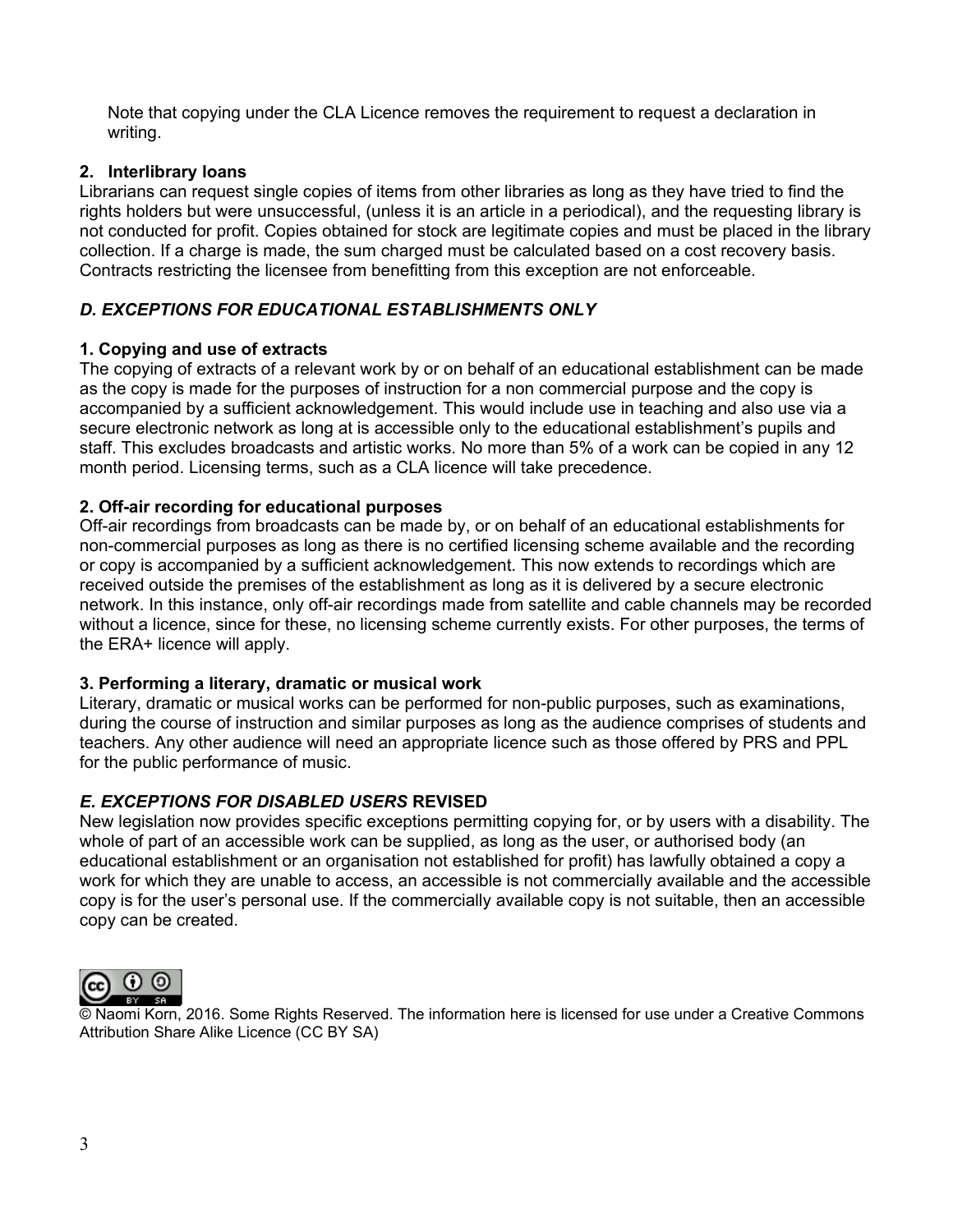Note that copying under the CLA Licence removes the requirement to request a declaration in writing.

**2. Interlibrary loans**

Librarians can request single copies of items from other libraries as long as they have tried to find the rights holders but were unsuccessful, (unless it is an article in a periodical), and the requesting library is not conducted for profit. Copies obtained for stock are legitimate copies and must be placed in the library collection. If a charge is made, the sum charged must be calculated based on a cost recovery basis. Contracts restricting the licensee from benefitting from this exception are not enforceable.

### *D. EXCEPTIONS FOR EDUCATIONAL ESTABLISHMENTS ONLY*

**1. Copying and use of extracts**

The copying of extracts of a relevant work by or on behalf of an educational establishment can be made as the copy is made for the purposes of instruction for a non commercial purpose and the copy is accompanied by a sufficient acknowledgement. This would include use in teaching and also use via a secure electronic network as long at is accessible only to the educational establishment's pupils and staff. This excludes broadcasts and artistic works. No more than 5% of a work can be copied in any 12 month period. Licensing terms, such as a CLA licence will take precedence.

**2. Off-air recording for educational purposes**

Off-air recordings from broadcasts can be made by, or on behalf of an educational establishments for non-commercial purposes as long as there is no certified licensing scheme available and the recording or copy is accompanied by a sufficient acknowledgement. This now extends to recordings which are received outside the premises of the establishment as long as it is delivered by a secure electronic network. In this instance, only off-air recordings made from satellite and cable channels may be recorded without a licence, since for these, no licensing scheme currently exists. For other purposes, the terms of the ERA+ licence will apply.

**3. Performing a literary, dramatic or musical work**

Literary, dramatic or musical works can be performed for non-public purposes, such as examinations, during the course of instruction and similar purposes as long as the audience comprises of students and teachers. Any other audience will need an appropriate licence such as those offered by PRS and PPL for the public performance of music.

### *E. EXCEPTIONS FOR DISABLED USERS* **REVISED**

New legislation now provides specific exceptions permitting copying for, or by users with a disability. The whole of part of an accessible work can be supplied, as long as the user, or authorised body (an educational establishment or an organisation not established for profit) has lawfully obtained a copy a work for which they are unable to access, an accessible is not commercially available and the accessible copy is for the user's personal use. If the commercially available copy is not suitable, then an accessible copy can be created.

© Naomi Korn, 2016. Some Rights Reserved. The information here is licensed for use under a Creative Commons Attribution Share Alike Licence (CC BY SA)